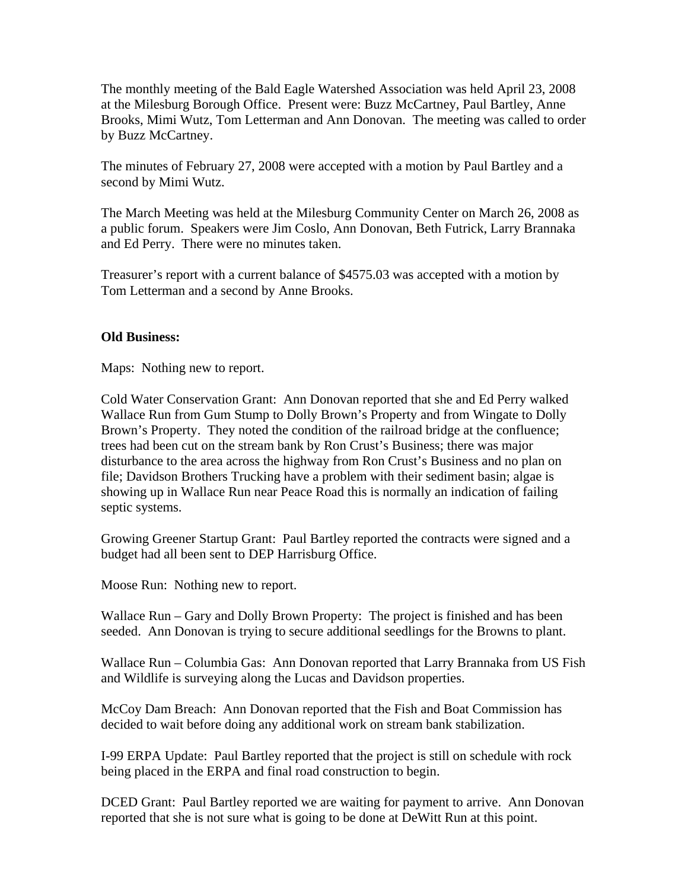The monthly meeting of the Bald Eagle Watershed Association was held April 23, 2008 at the Milesburg Borough Office. Present were: Buzz McCartney, Paul Bartley, Anne Brooks, Mimi Wutz, Tom Letterman and Ann Donovan. The meeting was called to order by Buzz McCartney.

The minutes of February 27, 2008 were accepted with a motion by Paul Bartley and a second by Mimi Wutz.

The March Meeting was held at the Milesburg Community Center on March 26, 2008 as a public forum. Speakers were Jim Coslo, Ann Donovan, Beth Futrick, Larry Brannaka and Ed Perry. There were no minutes taken.

Treasurer's report with a current balance of $4575.03 was accepted with a motion by Tom Letterman and a second by Anne Brooks.

**Old Business:**

Maps: Nothing new to report.

Cold Water Conservation Grant: Ann Donovan reported that she and Ed Perry walked Wallace Run from Gum Stump to Dolly Brown's Property and from Wingate to Dolly Brown's Property. They noted the condition of the railroad bridge at the confluence; trees had been cut on the stream bank by Ron Crust's Business; there was major disturbance to the area across the highway from Ron Crust's Business and no plan on file; Davidson Brothers Trucking have a problem with their sediment basin; algae is showing up in Wallace Run near Peace Road this is normally an indication of failing septic systems.

Growing Greener Startup Grant: Paul Bartley reported the contracts were signed and a budget had all been sent to DEP Harrisburg Office.

Moose Run: Nothing new to report.

Wallace Run – Gary and Dolly Brown Property: The project is finished and has been seeded. Ann Donovan is trying to secure additional seedlings for the Browns to plant.

Wallace Run – Columbia Gas: Ann Donovan reported that Larry Brannaka from US Fish and Wildlife is surveying along the Lucas and Davidson properties.

McCoy Dam Breach: Ann Donovan reported that the Fish and Boat Commission has decided to wait before doing any additional work on stream bank stabilization.

I-99 ERPA Update: Paul Bartley reported that the project is still on schedule with rock being placed in the ERPA and final road construction to begin.

DCED Grant: Paul Bartley reported we are waiting for payment to arrive. Ann Donovan reported that she is not sure what is going to be done at DeWitt Run at this point.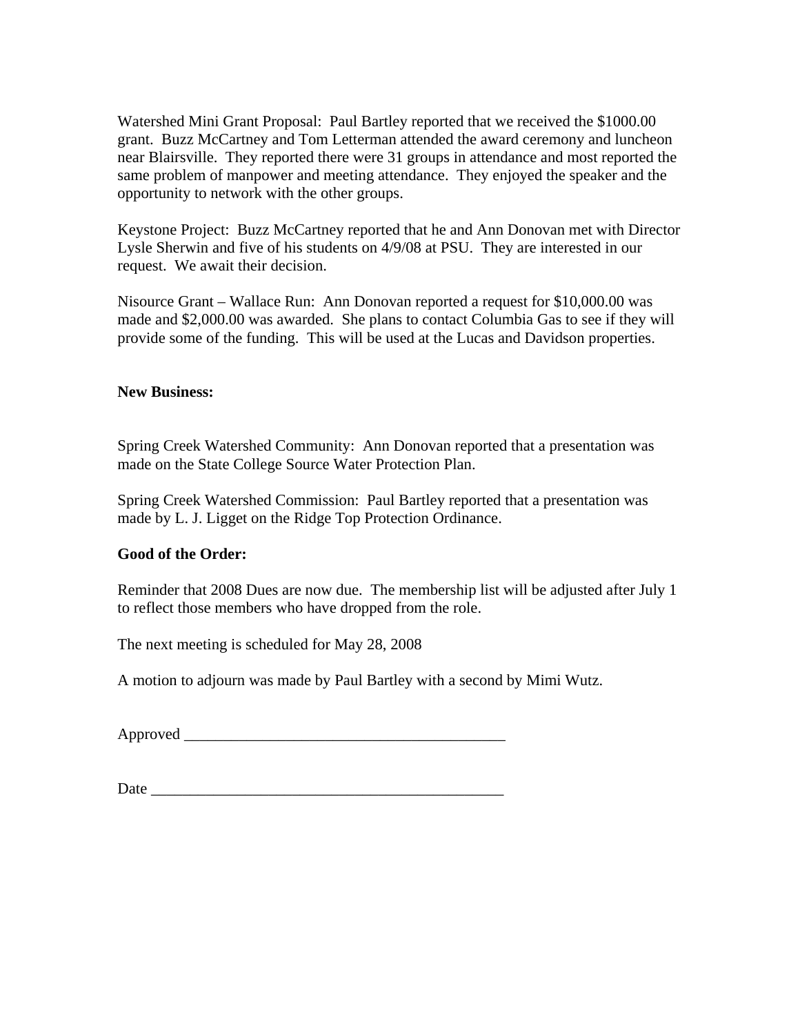Watershed Mini Grant Proposal: Paul Bartley reported that we received the $1000.00 grant. Buzz McCartney and Tom Letterman attended the award ceremony and luncheon near Blairsville. They reported there were 31 groups in attendance and most reported the same problem of manpower and meeting attendance. They enjoyed the speaker and the opportunity to network with the other groups.

Keystone Project: Buzz McCartney reported that he and Ann Donovan met with Director Lysle Sherwin and five of his students on 4/9/08 at PSU. They are interested in our request. We await their decision.

Nisource Grant – Wallace Run: Ann Donovan reported a request for $10,000.00 was made and $2,000.00 was awarded. She plans to contact Columbia Gas to see if they will provide some of the funding. This will be used at the Lucas and Davidson properties.

**New Business:**

Spring Creek Watershed Community: Ann Donovan reported that a presentation was made on the State College Source Water Protection Plan.

Spring Creek Watershed Commission: Paul Bartley reported that a presentation was made by L. J. Ligget on the Ridge Top Protection Ordinance.

**Good of the Order:**

Reminder that 2008 Dues are now due. The membership list will be adjusted after July 1 to reflect those members who have dropped from the role.

The next meeting is scheduled for May 28, 2008

A motion to adjourn was made by Paul Bartley with a second by Mimi Wutz.

Approved ________________________________________

Date ____________________________________________